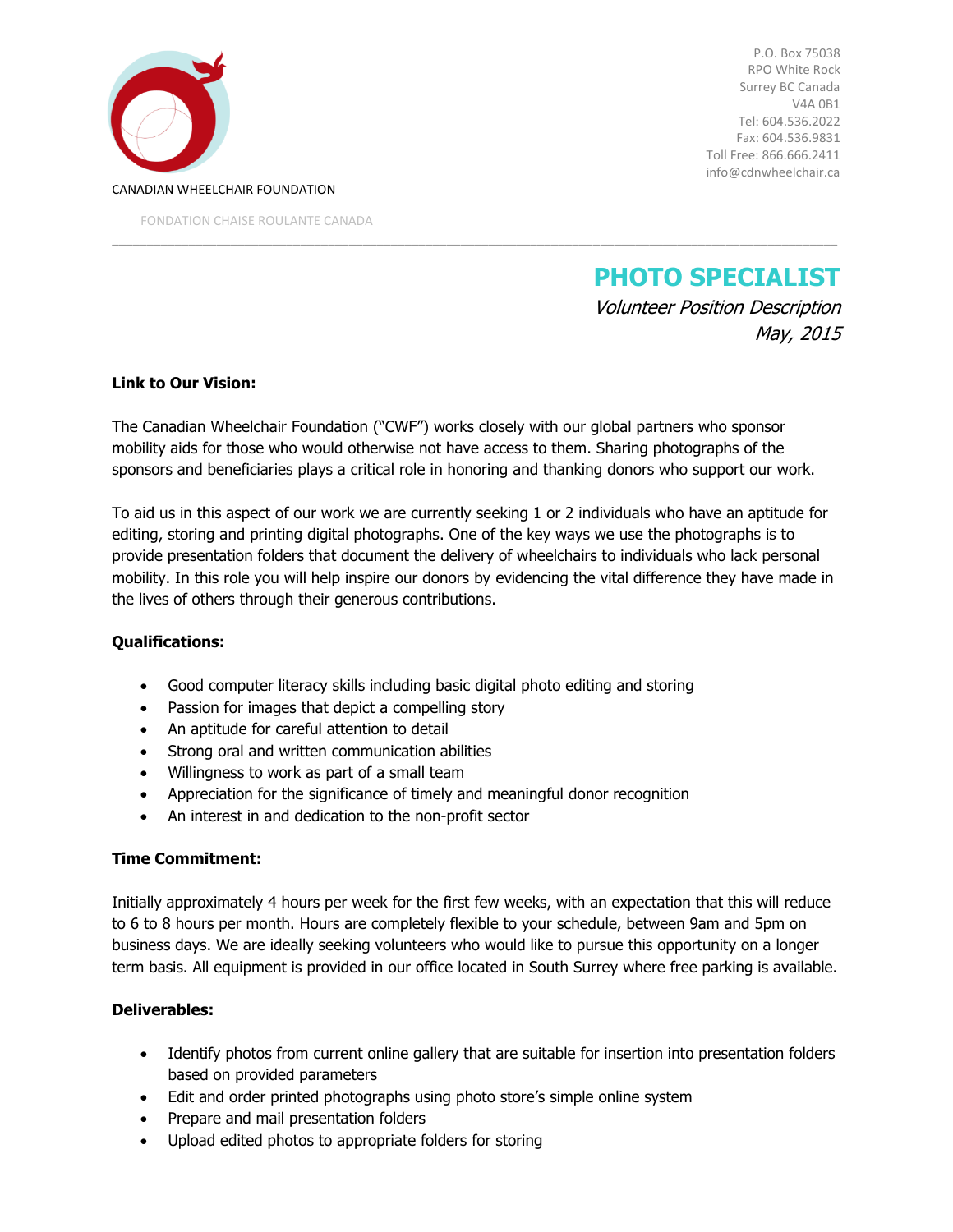CANADIAN WHEELCHAIR FOUNDATION

FONDATION CHAISE ROULANTE CANADA

P.O. Box 75038
RPO White Rock
Surrey BC Canada
V4A 0B1
Tel: 604.536.2022
Fax: 604.536.9831
Toll Free: 866.666.2411
info@cdnwheelchair.ca

---

# PHOTO SPECIALIST

*Volunteer Position Description*

*May, 2015*

**Link to Our Vision:**

The Canadian Wheelchair Foundation ("CWF") works closely with our global partners who sponsor mobility aids for those who would otherwise not have access to them. Sharing photographs of the sponsors and beneficiaries plays a critical role in honoring and thanking donors who support our work.

To aid us in this aspect of our work we are currently seeking 1 or 2 individuals who have an aptitude for editing, storing and printing digital photographs. One of the key ways we use the photographs is to provide presentation folders that document the delivery of wheelchairs to individuals who lack personal mobility. In this role you will help inspire our donors by evidencing the vital difference they have made in the lives of others through their generous contributions.

**Qualifications:**

- Good computer literacy skills including basic digital photo editing and storing
- Passion for images that depict a compelling story
- An aptitude for careful attention to detail
- Strong oral and written communication abilities
- Willingness to work as part of a small team
- Appreciation for the significance of timely and meaningful donor recognition
- An interest in and dedication to the non-profit sector

**Time Commitment:**

Initially approximately 4 hours per week for the first few weeks, with an expectation that this will reduce to 6 to 8 hours per month. Hours are completely flexible to your schedule, between 9am and 5pm on business days. We are ideally seeking volunteers who would like to pursue this opportunity on a longer term basis. All equipment is provided in our office located in South Surrey where free parking is available.

**Deliverables:**

- Identify photos from current online gallery that are suitable for insertion into presentation folders based on provided parameters
- Edit and order printed photographs using photo store's simple online system
- Prepare and mail presentation folders
- Upload edited photos to appropriate folders for storing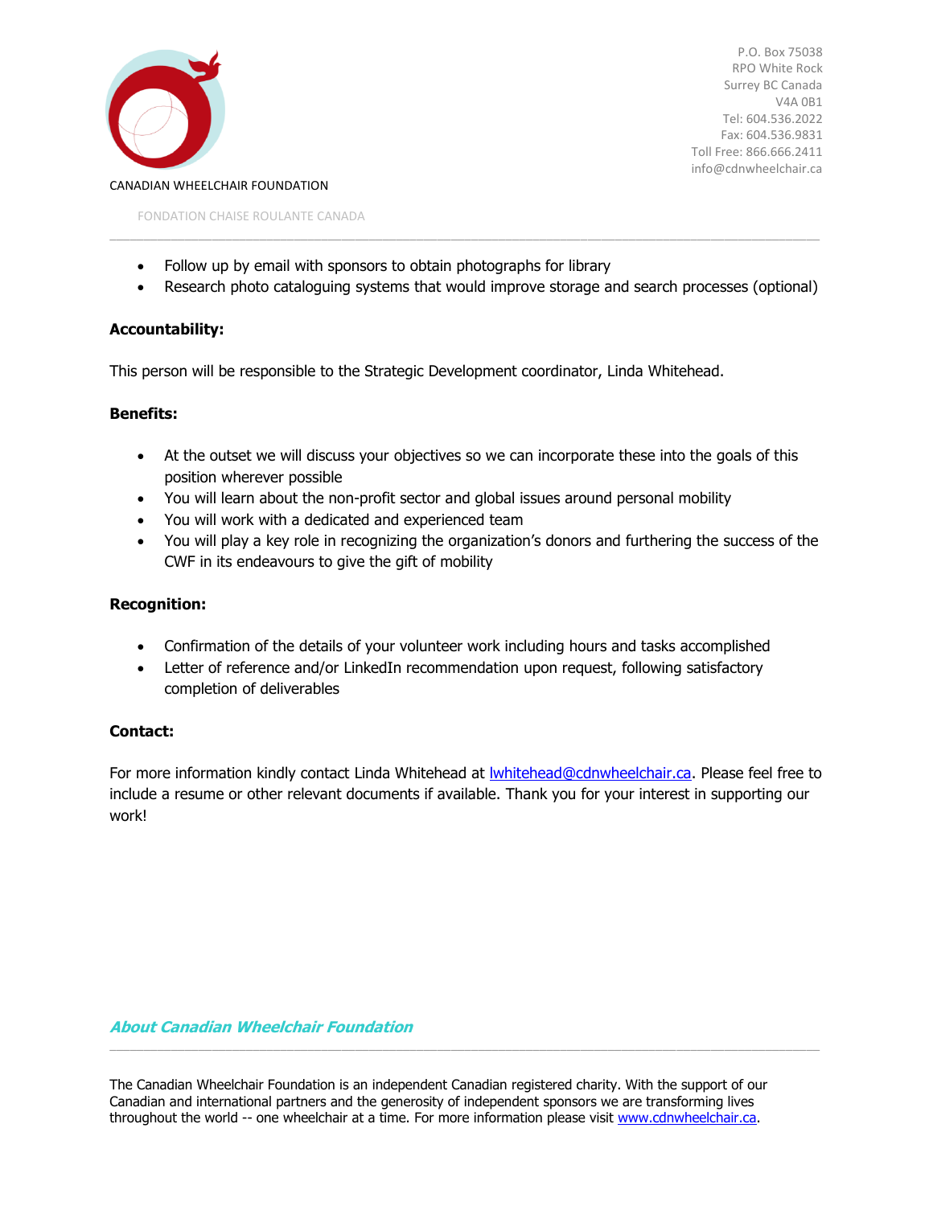- Follow up by email with sponsors to obtain photographs for library
- Research photo cataloguing systems that would improve storage and search processes (optional)

**Accountability:**

This person will be responsible to the Strategic Development coordinator, Linda Whitehead.

**Benefits:**

- At the outset we will discuss your objectives so we can incorporate these into the goals of this position wherever possible
- You will learn about the non-profit sector and global issues around personal mobility
- You will work with a dedicated and experienced team
- You will play a key role in recognizing the organization's donors and furthering the success of the CWF in its endeavours to give the gift of mobility

**Recognition:**

- Confirmation of the details of your volunteer work including hours and tasks accomplished
- Letter of reference and/or LinkedIn recommendation upon request, following satisfactory completion of deliverables

**Contact:**

For more information kindly contact Linda Whitehead at lwhitehead@cdnwheelchair.ca. Please feel free to include a resume or other relevant documents if available. Thank you for your interest in supporting our work!

***About Canadian Wheelchair Foundation***

The Canadian Wheelchair Foundation is an independent Canadian registered charity. With the support of our Canadian and international partners and the generosity of independent sponsors we are transforming lives throughout the world -- one wheelchair at a time. For more information please visit www.cdnwheelchair.ca.